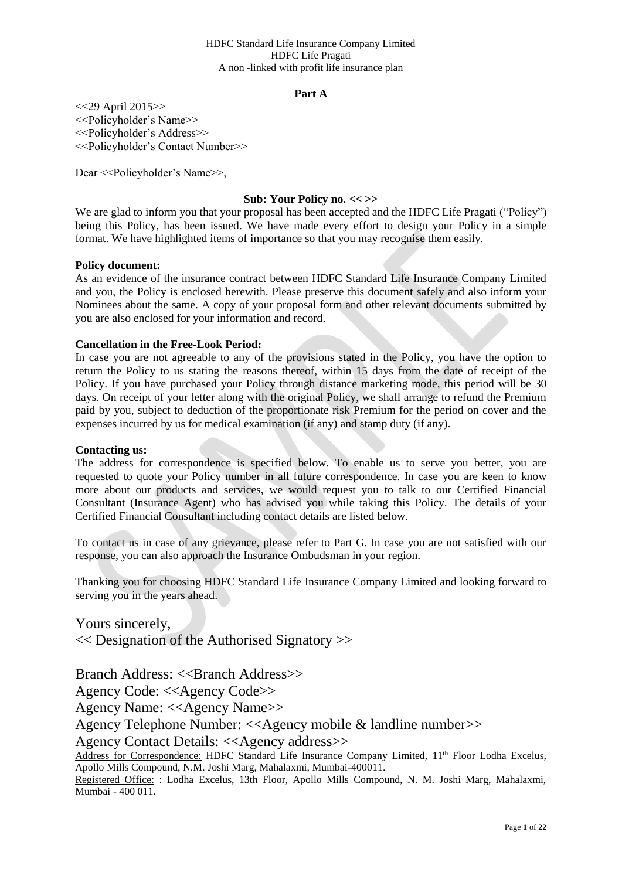HDFC Standard Life Insurance Company Limited
HDFC Life Pragati
A non -linked with profit life insurance plan

**Part A**

<<29 April 2015>>
<<Policyholder's Name>>
<<Policyholder's Address>>
<<Policyholder's Contact Number>>

Dear <<Policyholder's Name>>,

**Sub: Your Policy no. << >>**

We are glad to inform you that your proposal has been accepted and the HDFC Life Pragati ("Policy") being this Policy, has been issued. We have made every effort to design your Policy in a simple format. We have highlighted items of importance so that you may recognise them easily.

**Policy document:**
As an evidence of the insurance contract between HDFC Standard Life Insurance Company Limited and you, the Policy is enclosed herewith. Please preserve this document safely and also inform your Nominees about the same. A copy of your proposal form and other relevant documents submitted by you are also enclosed for your information and record.

**Cancellation in the Free-Look Period:**
In case you are not agreeable to any of the provisions stated in the Policy, you have the option to return the Policy to us stating the reasons thereof, within 15 days from the date of receipt of the Policy. If you have purchased your Policy through distance marketing mode, this period will be 30 days. On receipt of your letter along with the original Policy, we shall arrange to refund the Premium paid by you, subject to deduction of the proportionate risk Premium for the period on cover and the expenses incurred by us for medical examination (if any) and stamp duty (if any).

**Contacting us:**
The address for correspondence is specified below. To enable us to serve you better, you are requested to quote your Policy number in all future correspondence. In case you are keen to know more about our products and services, we would request you to talk to our Certified Financial Consultant (Insurance Agent) who has advised you while taking this Policy. The details of your Certified Financial Consultant including contact details are listed below.

To contact us in case of any grievance, please refer to Part G. In case you are not satisfied with our response, you can also approach the Insurance Ombudsman in your region.

Thanking you for choosing HDFC Standard Life Insurance Company Limited and looking forward to serving you in the years ahead.

Yours sincerely,
<< Designation of the Authorised Signatory >>

Branch Address: <<Branch Address>>
Agency Code: <<Agency Code>>
Agency Name: <<Agency Name>>
Agency Telephone Number: <<Agency mobile & landline number>>
Agency Contact Details: <<Agency address>>

Address for Correspondence: HDFC Standard Life Insurance Company Limited, 11th Floor Lodha Excelus, Apollo Mills Compound, N.M. Joshi Marg, Mahalaxmi, Mumbai-400011.
Registered Office: : Lodha Excelus, 13th Floor, Apollo Mills Compound, N. M. Joshi Marg, Mahalaxmi, Mumbai - 400 011.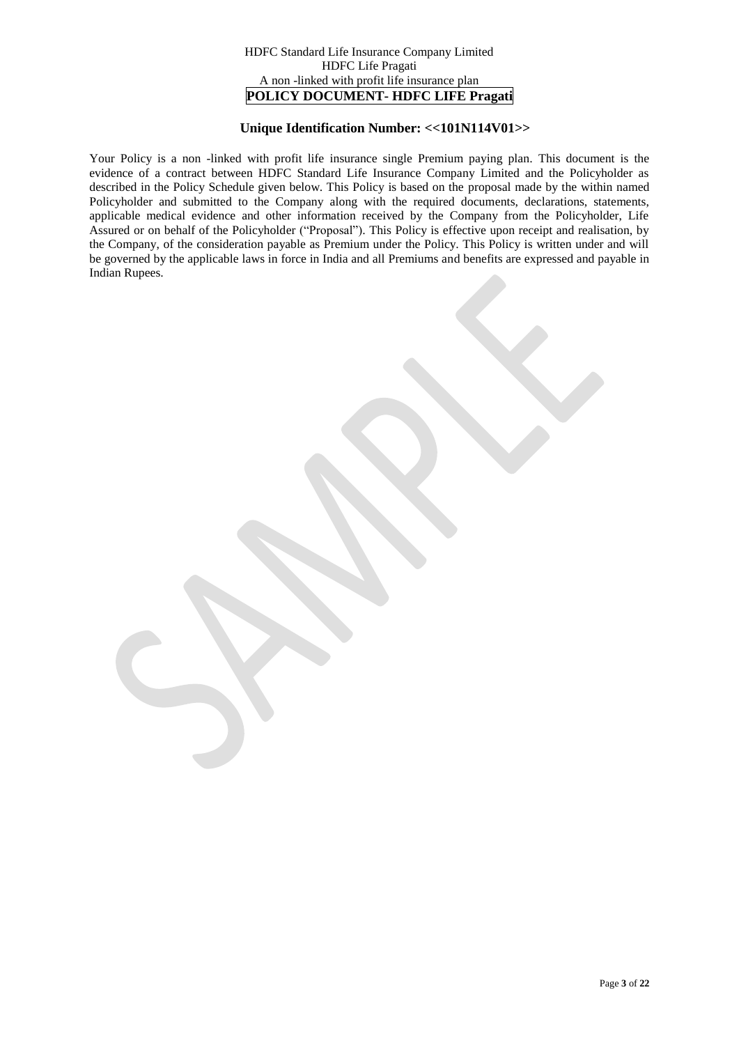HDFC Standard Life Insurance Company Limited

HDFC Life Pragati

A non -linked with profit life insurance plan

**POLICY DOCUMENT- HDFC LIFE Pragati**

**Unique Identification Number: <<101N114V01>>**

Your Policy is a non -linked with profit life insurance single Premium paying plan. This document is the evidence of a contract between HDFC Standard Life Insurance Company Limited and the Policyholder as described in the Policy Schedule given below. This Policy is based on the proposal made by the within named Policyholder and submitted to the Company along with the required documents, declarations, statements, applicable medical evidence and other information received by the Company from the Policyholder, Life Assured or on behalf of the Policyholder ("Proposal"). This Policy is effective upon receipt and realisation, by the Company, of the consideration payable as Premium under the Policy. This Policy is written under and will be governed by the applicable laws in force in India and all Premiums and benefits are expressed and payable in Indian Rupees.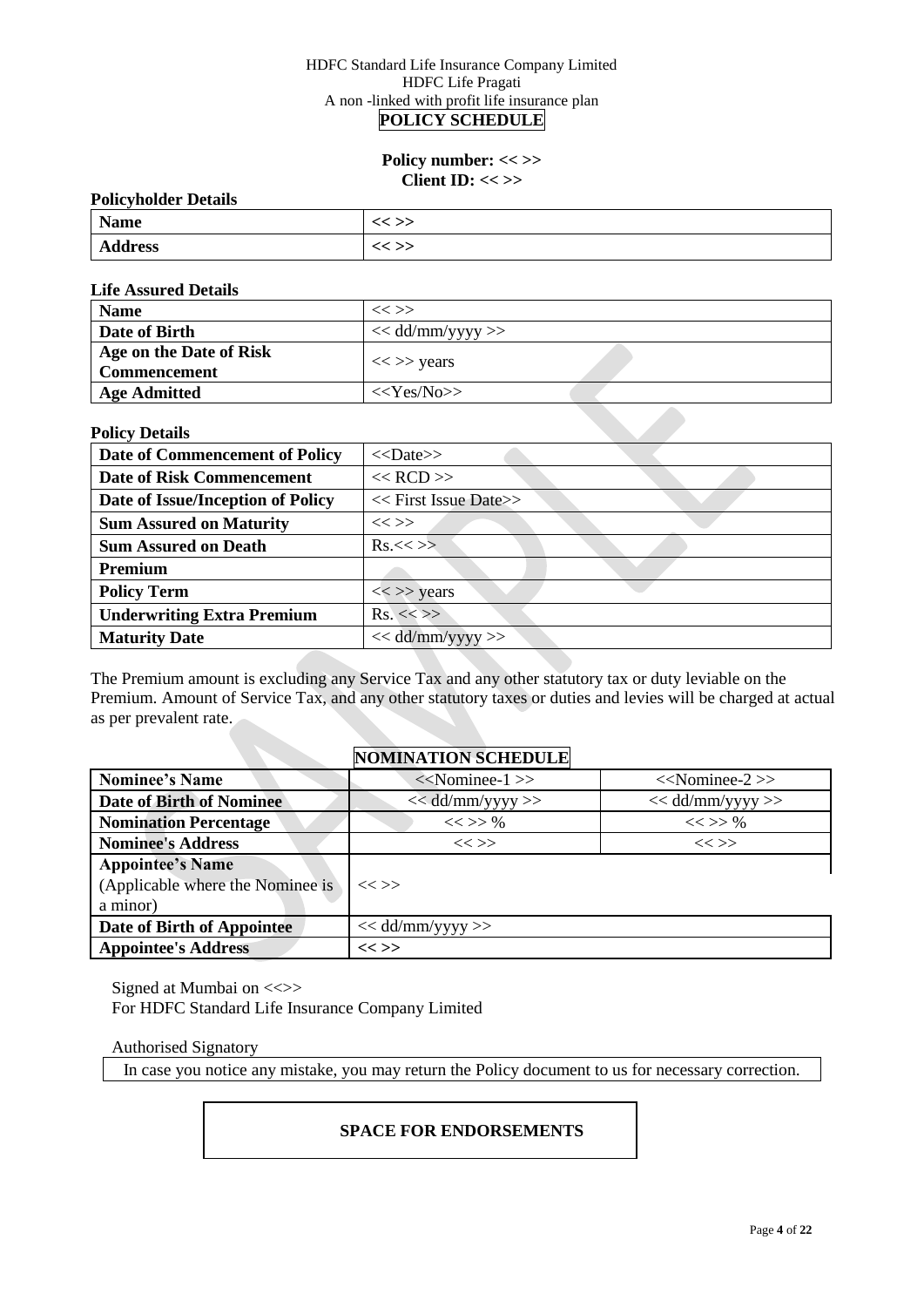HDFC Standard Life Insurance Company Limited
HDFC Life Pragati
A non -linked with profit life insurance plan

# POLICY SCHEDULE

**Policy number: << >>**
**Client ID: << >>**

**Policyholder Details**

| | |
|---|---|
| **Name** | << >> |
| **Address** | << >> |

**Life Assured Details**

| | |
|---|---|
| **Name** | << >> |
| **Date of Birth** | << dd/mm/yyyy >> |
| **Age on the Date of Risk Commencement** | << >> years |
| **Age Admitted** | <<Yes/No>> |

**Policy Details**

| | |
|---|---|
| **Date of Commencement of Policy** | <<Date>> |
| **Date of Risk Commencement** | << RCD >> |
| **Date of Issue/Inception of Policy** | << First Issue Date>> |
| **Sum Assured on Maturity** | << >> |
| **Sum Assured on Death** | Rs.<< >> |
| **Premium** | |
| **Policy Term** | << >> years |
| **Underwriting Extra Premium** | Rs. << >> |
| **Maturity Date** | << dd/mm/yyyy >> |

The Premium amount is excluding any Service Tax and any other statutory tax or duty leviable on the Premium. Amount of Service Tax, and any other statutory taxes or duties and levies will be charged at actual as per prevalent rate.

## NOMINATION SCHEDULE

| | | |
|---|---|---|
| **Nominee's Name** | <<Nominee-1 >> | <<Nominee-2 >> |
| **Date of Birth of Nominee** | << dd/mm/yyyy >> | << dd/mm/yyyy >> |
| **Nomination Percentage** | << >> % | << >> % |
| **Nominee's Address** | << >> | << >> |
| **Appointee's Name** (Applicable where the Nominee is a minor) | << >> | |
| **Date of Birth of Appointee** | << dd/mm/yyyy >> | |
| **Appointee's Address** | **<< >>** | |

Signed at Mumbai on <<>>
For HDFC Standard Life Insurance Company Limited

Authorised Signatory

In case you notice any mistake, you may return the Policy document to us for necessary correction.

**SPACE FOR ENDORSEMENTS**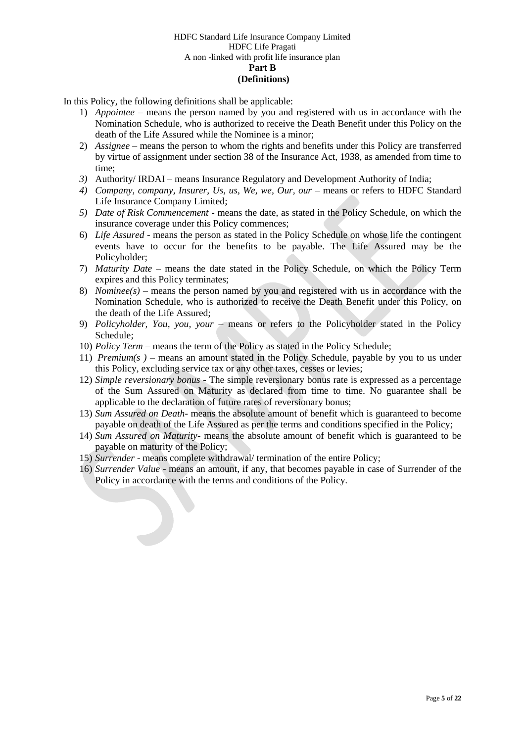HDFC Standard Life Insurance Company Limited
HDFC Life Pragati
A non -linked with profit life insurance plan

**Part B**

**(Definitions)**

In this Policy, the following definitions shall be applicable:

1) *Appointee* – means the person named by you and registered with us in accordance with the Nomination Schedule, who is authorized to receive the Death Benefit under this Policy on the death of the Life Assured while the Nominee is a minor;
2) *Assignee* – means the person to whom the rights and benefits under this Policy are transferred by virtue of assignment under section 38 of the Insurance Act, 1938, as amended from time to time;
3) Authority/ IRDAI – means Insurance Regulatory and Development Authority of India;
4) *Company, company, Insurer, Us, us, We, we, Our, our* – means or refers to HDFC Standard Life Insurance Company Limited;
5) *Date of Risk Commencement* - means the date, as stated in the Policy Schedule, on which the insurance coverage under this Policy commences;
6) *Life Assured* - means the person as stated in the Policy Schedule on whose life the contingent events have to occur for the benefits to be payable. The Life Assured may be the Policyholder;
7) *Maturity Date* – means the date stated in the Policy Schedule, on which the Policy Term expires and this Policy terminates;
8) *Nominee(s)* – means the person named by you and registered with us in accordance with the Nomination Schedule, who is authorized to receive the Death Benefit under this Policy, on the death of the Life Assured;
9) *Policyholder, You, you, your* – means or refers to the Policyholder stated in the Policy Schedule;
10) *Policy Term* – means the term of the Policy as stated in the Policy Schedule;
11) *Premium(s )* – means an amount stated in the Policy Schedule, payable by you to us under this Policy, excluding service tax or any other taxes, cesses or levies;
12) *Simple reversionary bonus* - The simple reversionary bonus rate is expressed as a percentage of the Sum Assured on Maturity as declared from time to time. No guarantee shall be applicable to the declaration of future rates of reversionary bonus;
13) *Sum Assured on Death*- means the absolute amount of benefit which is guaranteed to become payable on death of the Life Assured as per the terms and conditions specified in the Policy;
14) *Sum Assured on Maturity*- means the absolute amount of benefit which is guaranteed to be payable on maturity of the Policy;
15) *Surrender* - means complete withdrawal/ termination of the entire Policy;
16) *Surrender Value* - means an amount, if any, that becomes payable in case of Surrender of the Policy in accordance with the terms and conditions of the Policy.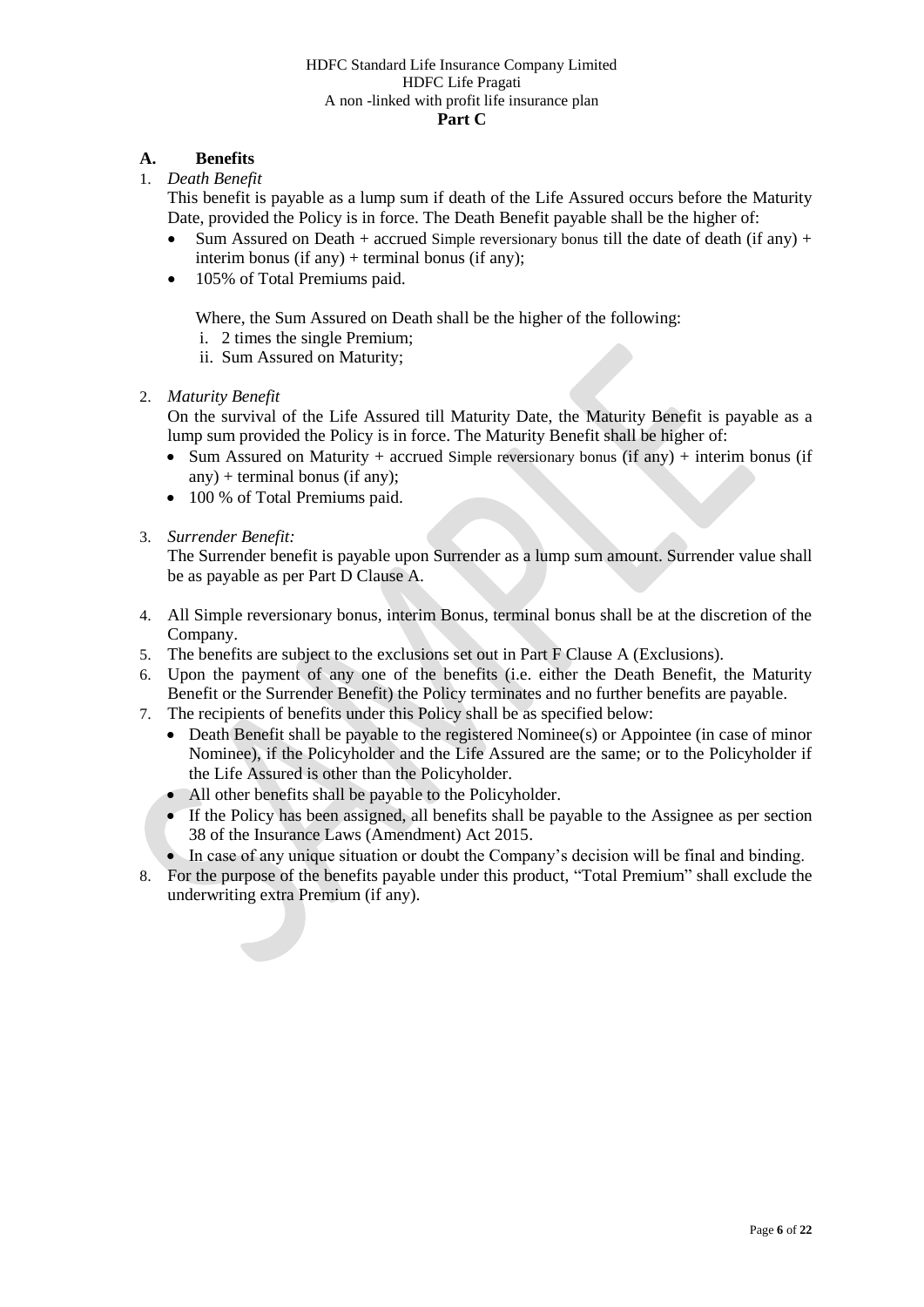HDFC Standard Life Insurance Company Limited
HDFC Life Pragati
A non -linked with profit life insurance plan
**Part C**

## A. Benefits

1. *Death Benefit*

   This benefit is payable as a lump sum if death of the Life Assured occurs before the Maturity Date, provided the Policy is in force. The Death Benefit payable shall be the higher of:

   - Sum Assured on Death + accrued Simple reversionary bonus till the date of death (if any) + interim bonus (if any) + terminal bonus (if any);
   - 105% of Total Premiums paid.

   Where, the Sum Assured on Death shall be the higher of the following:

   i. 2 times the single Premium;
   ii. Sum Assured on Maturity;

2. *Maturity Benefit*

   On the survival of the Life Assured till Maturity Date, the Maturity Benefit is payable as a lump sum provided the Policy is in force. The Maturity Benefit shall be higher of:

   - Sum Assured on Maturity + accrued Simple reversionary bonus (if any) + interim bonus (if any) + terminal bonus (if any);
   - 100 % of Total Premiums paid.

3. *Surrender Benefit:*

   The Surrender benefit is payable upon Surrender as a lump sum amount. Surrender value shall be as payable as per Part D Clause A.

4. All Simple reversionary bonus, interim Bonus, terminal bonus shall be at the discretion of the Company.
5. The benefits are subject to the exclusions set out in Part F Clause A (Exclusions).
6. Upon the payment of any one of the benefits (i.e. either the Death Benefit, the Maturity Benefit or the Surrender Benefit) the Policy terminates and no further benefits are payable.
7. The recipients of benefits under this Policy shall be as specified below:
   - Death Benefit shall be payable to the registered Nominee(s) or Appointee (in case of minor Nominee), if the Policyholder and the Life Assured are the same; or to the Policyholder if the Life Assured is other than the Policyholder.
   - All other benefits shall be payable to the Policyholder.
   - If the Policy has been assigned, all benefits shall be payable to the Assignee as per section 38 of the Insurance Laws (Amendment) Act 2015.
   - In case of any unique situation or doubt the Company's decision will be final and binding.
8. For the purpose of the benefits payable under this product, "Total Premium" shall exclude the underwriting extra Premium (if any).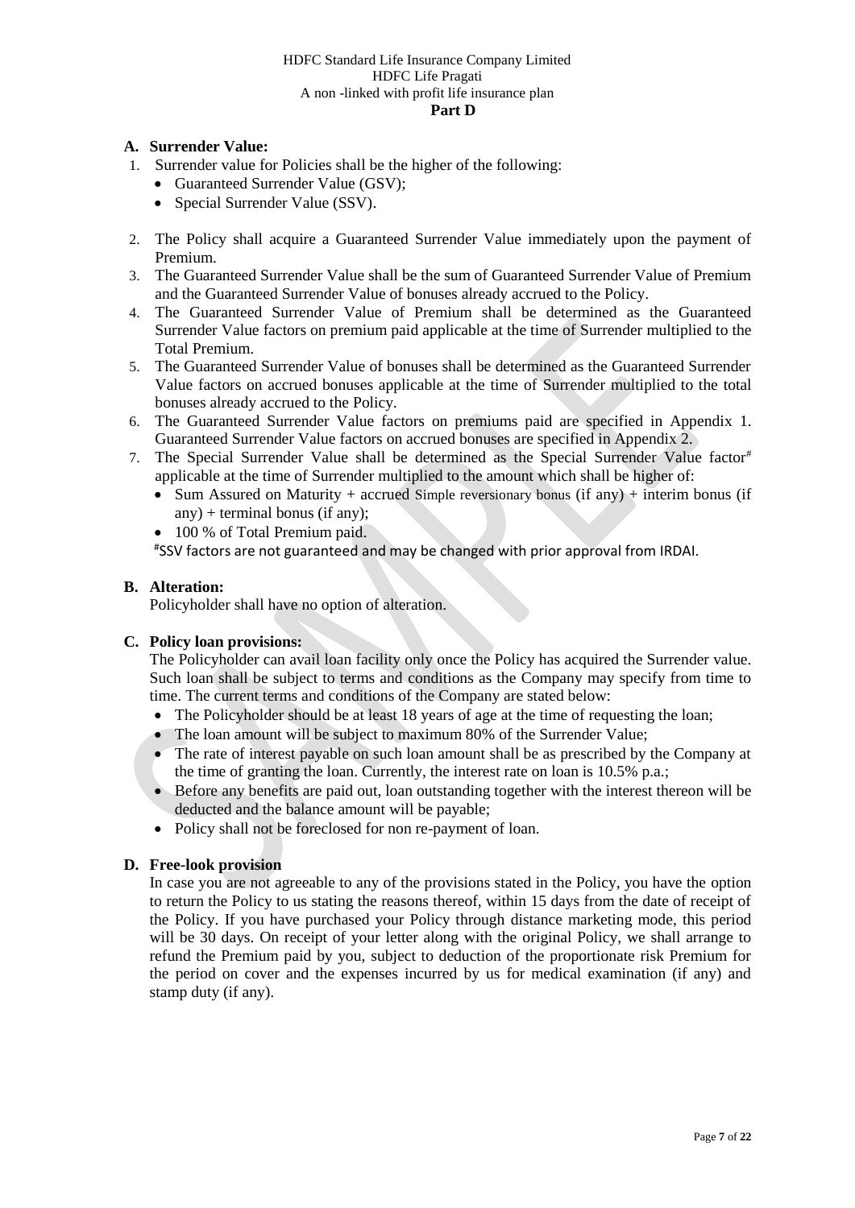HDFC Standard Life Insurance Company Limited
HDFC Life Pragati
A non -linked with profit life insurance plan
**Part D**

**A. Surrender Value:**

1. Surrender value for Policies shall be the higher of the following:
    - Guaranteed Surrender Value (GSV);
    - Special Surrender Value (SSV).
2. The Policy shall acquire a Guaranteed Surrender Value immediately upon the payment of Premium.
3. The Guaranteed Surrender Value shall be the sum of Guaranteed Surrender Value of Premium and the Guaranteed Surrender Value of bonuses already accrued to the Policy.
4. The Guaranteed Surrender Value of Premium shall be determined as the Guaranteed Surrender Value factors on premium paid applicable at the time of Surrender multiplied to the Total Premium.
5. The Guaranteed Surrender Value of bonuses shall be determined as the Guaranteed Surrender Value factors on accrued bonuses applicable at the time of Surrender multiplied to the total bonuses already accrued to the Policy.
6. The Guaranteed Surrender Value factors on premiums paid are specified in Appendix 1. Guaranteed Surrender Value factors on accrued bonuses are specified in Appendix 2.
7. The Special Surrender Value shall be determined as the Special Surrender Value factor[#] applicable at the time of Surrender multiplied to the amount which shall be higher of:
    - Sum Assured on Maturity + accrued Simple reversionary bonus (if any) + interim bonus (if any) + terminal bonus (if any);
    - 100 % of Total Premium paid.

[#]SSV factors are not guaranteed and may be changed with prior approval from IRDAI.

**B. Alteration:**

Policyholder shall have no option of alteration.

**C. Policy loan provisions:**

The Policyholder can avail loan facility only once the Policy has acquired the Surrender value. Such loan shall be subject to terms and conditions as the Company may specify from time to time. The current terms and conditions of the Company are stated below:

- The Policyholder should be at least 18 years of age at the time of requesting the loan;
- The loan amount will be subject to maximum 80% of the Surrender Value;
- The rate of interest payable on such loan amount shall be as prescribed by the Company at the time of granting the loan. Currently, the interest rate on loan is 10.5% p.a.;
- Before any benefits are paid out, loan outstanding together with the interest thereon will be deducted and the balance amount will be payable;
- Policy shall not be foreclosed for non re-payment of loan.

**D. Free-look provision**

In case you are not agreeable to any of the provisions stated in the Policy, you have the option to return the Policy to us stating the reasons thereof, within 15 days from the date of receipt of the Policy. If you have purchased your Policy through distance marketing mode, this period will be 30 days. On receipt of your letter along with the original Policy, we shall arrange to refund the Premium paid by you, subject to deduction of the proportionate risk Premium for the period on cover and the expenses incurred by us for medical examination (if any) and stamp duty (if any).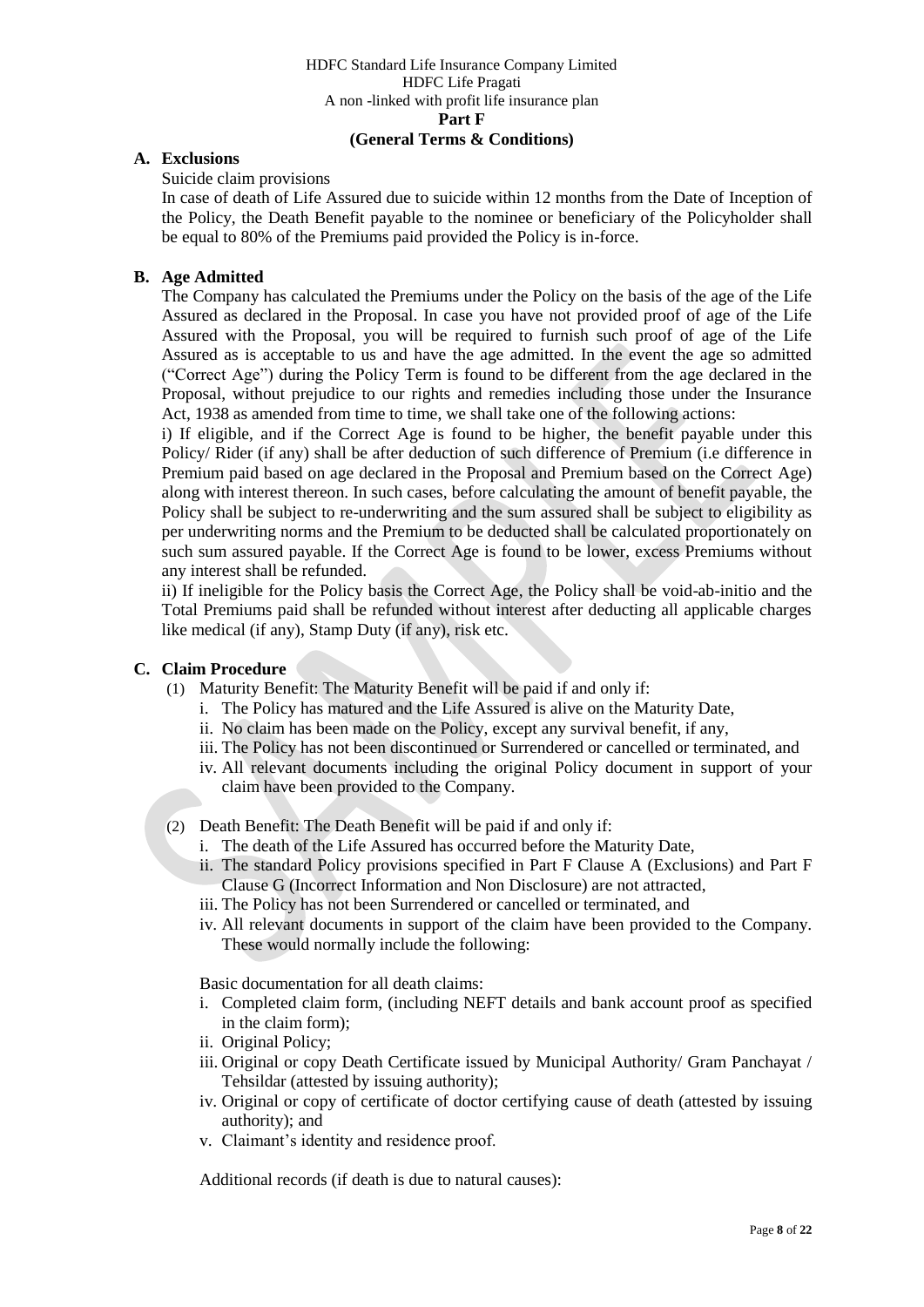HDFC Standard Life Insurance Company Limited
HDFC Life Pragati
A non -linked with profit life insurance plan

**Part F**

**(General Terms & Conditions)**

## A. Exclusions

Suicide claim provisions

In case of death of Life Assured due to suicide within 12 months from the Date of Inception of the Policy, the Death Benefit payable to the nominee or beneficiary of the Policyholder shall be equal to 80% of the Premiums paid provided the Policy is in-force.

## B. Age Admitted

The Company has calculated the Premiums under the Policy on the basis of the age of the Life Assured as declared in the Proposal. In case you have not provided proof of age of the Life Assured with the Proposal, you will be required to furnish such proof of age of the Life Assured as is acceptable to us and have the age admitted. In the event the age so admitted ("Correct Age") during the Policy Term is found to be different from the age declared in the Proposal, without prejudice to our rights and remedies including those under the Insurance Act, 1938 as amended from time to time, we shall take one of the following actions:

i) If eligible, and if the Correct Age is found to be higher, the benefit payable under this Policy/ Rider (if any) shall be after deduction of such difference of Premium (i.e difference in Premium paid based on age declared in the Proposal and Premium based on the Correct Age) along with interest thereon. In such cases, before calculating the amount of benefit payable, the Policy shall be subject to re-underwriting and the sum assured shall be subject to eligibility as per underwriting norms and the Premium to be deducted shall be calculated proportionately on such sum assured payable. If the Correct Age is found to be lower, excess Premiums without any interest shall be refunded.

ii) If ineligible for the Policy basis the Correct Age, the Policy shall be void-ab-initio and the Total Premiums paid shall be refunded without interest after deducting all applicable charges like medical (if any), Stamp Duty (if any), risk etc.

## C. Claim Procedure

(1) Maturity Benefit: The Maturity Benefit will be paid if and only if:

i. The Policy has matured and the Life Assured is alive on the Maturity Date,
ii. No claim has been made on the Policy, except any survival benefit, if any,
iii. The Policy has not been discontinued or Surrendered or cancelled or terminated, and
iv. All relevant documents including the original Policy document in support of your claim have been provided to the Company.

(2) Death Benefit: The Death Benefit will be paid if and only if:

i. The death of the Life Assured has occurred before the Maturity Date,
ii. The standard Policy provisions specified in Part F Clause A (Exclusions) and Part F Clause G (Incorrect Information and Non Disclosure) are not attracted,
iii. The Policy has not been Surrendered or cancelled or terminated, and
iv. All relevant documents in support of the claim have been provided to the Company. These would normally include the following:

Basic documentation for all death claims:

i. Completed claim form, (including NEFT details and bank account proof as specified in the claim form);
ii. Original Policy;
iii. Original or copy Death Certificate issued by Municipal Authority/ Gram Panchayat / Tehsildar (attested by issuing authority);
iv. Original or copy of certificate of doctor certifying cause of death (attested by issuing authority); and
v. Claimant's identity and residence proof.

Additional records (if death is due to natural causes):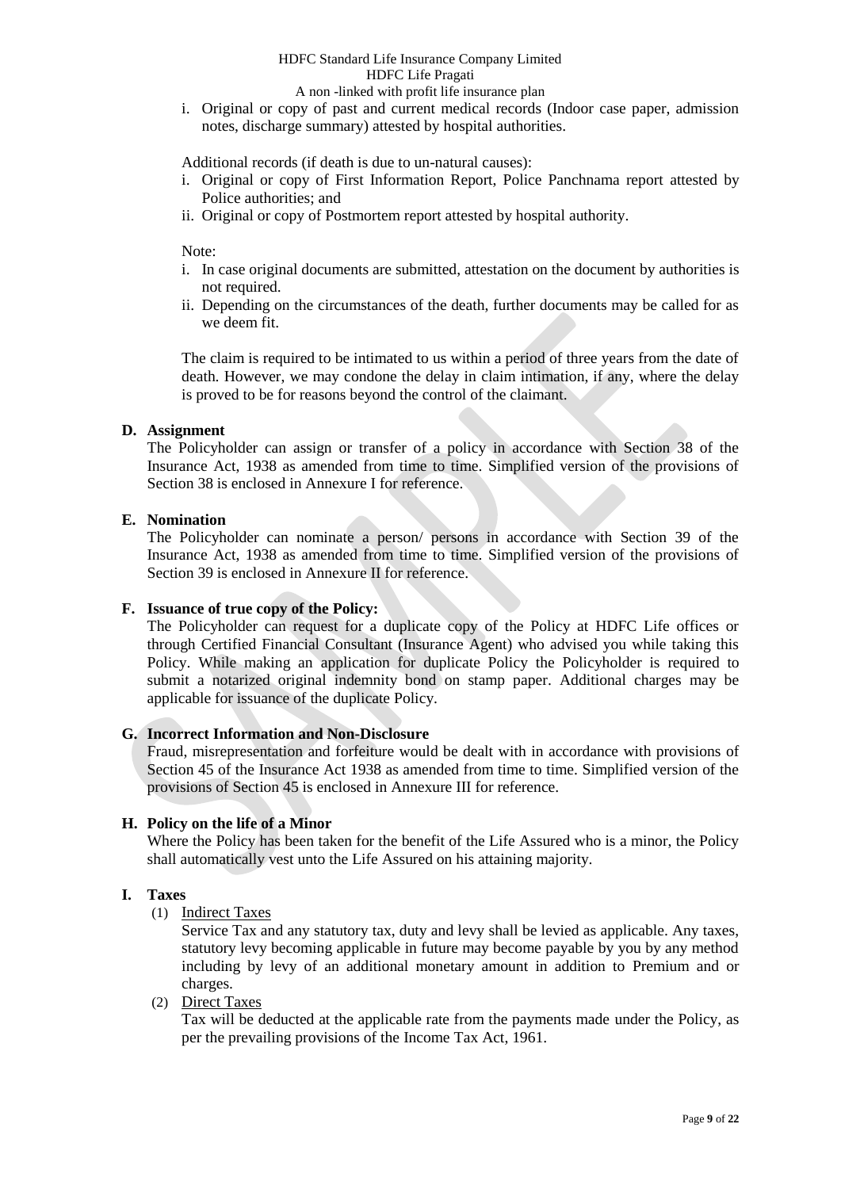i. Original or copy of past and current medical records (Indoor case paper, admission notes, discharge summary) attested by hospital authorities.

Additional records (if death is due to un-natural causes):

i. Original or copy of First Information Report, Police Panchnama report attested by Police authorities; and
ii. Original or copy of Postmortem report attested by hospital authority.

Note:

i. In case original documents are submitted, attestation on the document by authorities is not required.
ii. Depending on the circumstances of the death, further documents may be called for as we deem fit.

The claim is required to be intimated to us within a period of three years from the date of death. However, we may condone the delay in claim intimation, if any, where the delay is proved to be for reasons beyond the control of the claimant.

**D. Assignment**

The Policyholder can assign or transfer of a policy in accordance with Section 38 of the Insurance Act, 1938 as amended from time to time. Simplified version of the provisions of Section 38 is enclosed in Annexure I for reference.

**E. Nomination**

The Policyholder can nominate a person/ persons in accordance with Section 39 of the Insurance Act, 1938 as amended from time to time. Simplified version of the provisions of Section 39 is enclosed in Annexure II for reference.

**F. Issuance of true copy of the Policy:**

The Policyholder can request for a duplicate copy of the Policy at HDFC Life offices or through Certified Financial Consultant (Insurance Agent) who advised you while taking this Policy. While making an application for duplicate Policy the Policyholder is required to submit a notarized original indemnity bond on stamp paper. Additional charges may be applicable for issuance of the duplicate Policy.

**G. Incorrect Information and Non-Disclosure**

Fraud, misrepresentation and forfeiture would be dealt with in accordance with provisions of Section 45 of the Insurance Act 1938 as amended from time to time. Simplified version of the provisions of Section 45 is enclosed in Annexure III for reference.

**H. Policy on the life of a Minor**

Where the Policy has been taken for the benefit of the Life Assured who is a minor, the Policy shall automatically vest unto the Life Assured on his attaining majority.

**I. Taxes**

(1) Indirect Taxes

Service Tax and any statutory tax, duty and levy shall be levied as applicable. Any taxes, statutory levy becoming applicable in future may become payable by you by any method including by levy of an additional monetary amount in addition to Premium and or charges.

(2) Direct Taxes

Tax will be deducted at the applicable rate from the payments made under the Policy, as per the prevailing provisions of the Income Tax Act, 1961.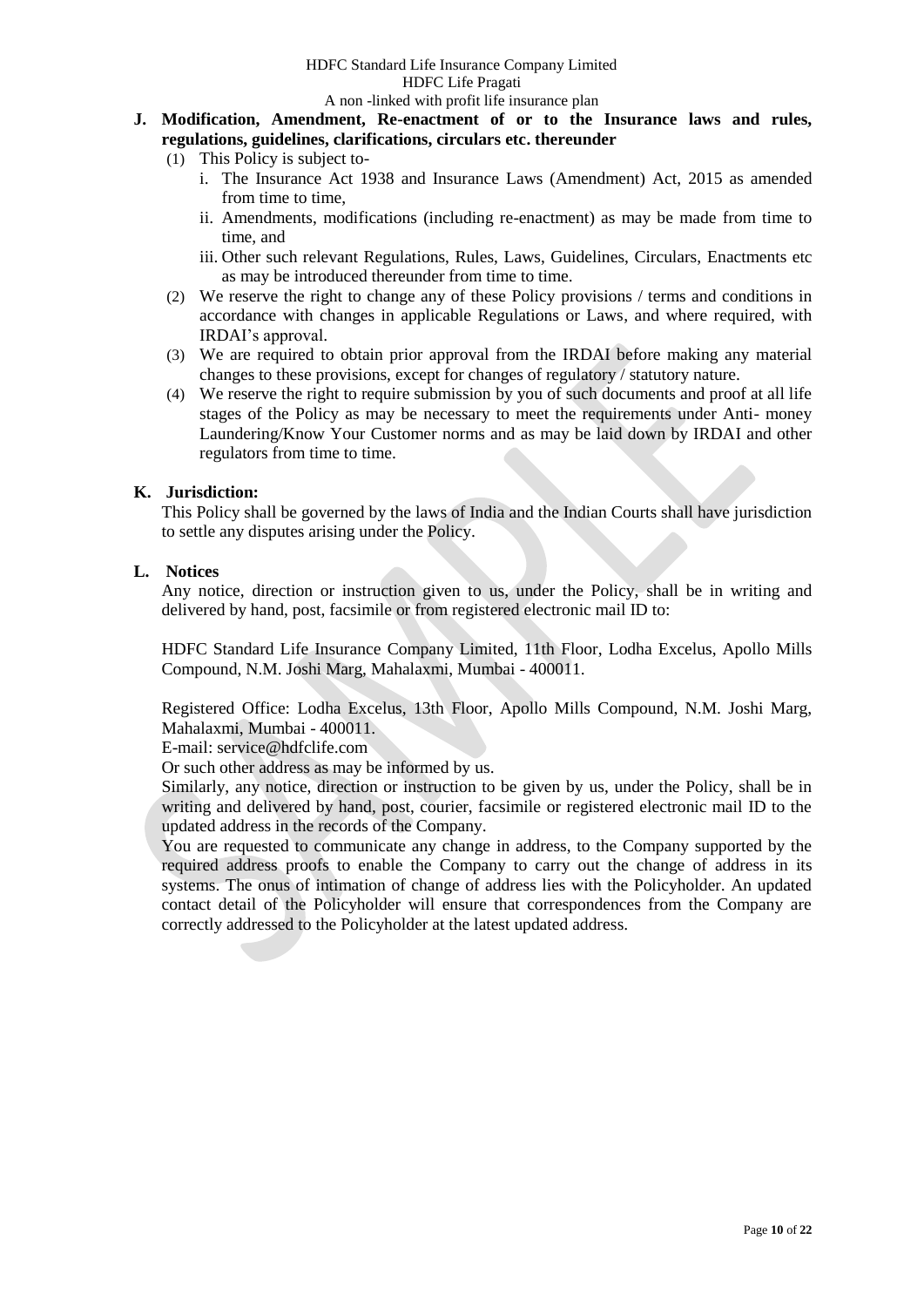## J. Modification, Amendment, Re-enactment of or to the Insurance laws and rules, regulations, guidelines, clarifications, circulars etc. thereunder

(1) This Policy is subject to-

i. The Insurance Act 1938 and Insurance Laws (Amendment) Act, 2015 as amended from time to time,

ii. Amendments, modifications (including re-enactment) as may be made from time to time, and

iii. Other such relevant Regulations, Rules, Laws, Guidelines, Circulars, Enactments etc as may be introduced thereunder from time to time.

(2) We reserve the right to change any of these Policy provisions / terms and conditions in accordance with changes in applicable Regulations or Laws, and where required, with IRDAI's approval.

(3) We are required to obtain prior approval from the IRDAI before making any material changes to these provisions, except for changes of regulatory / statutory nature.

(4) We reserve the right to require submission by you of such documents and proof at all life stages of the Policy as may be necessary to meet the requirements under Anti- money Laundering/Know Your Customer norms and as may be laid down by IRDAI and other regulators from time to time.

## K. Jurisdiction:

This Policy shall be governed by the laws of India and the Indian Courts shall have jurisdiction to settle any disputes arising under the Policy.

## L. Notices

Any notice, direction or instruction given to us, under the Policy, shall be in writing and delivered by hand, post, facsimile or from registered electronic mail ID to:

HDFC Standard Life Insurance Company Limited, 11th Floor, Lodha Excelus, Apollo Mills Compound, N.M. Joshi Marg, Mahalaxmi, Mumbai - 400011.

Registered Office: Lodha Excelus, 13th Floor, Apollo Mills Compound, N.M. Joshi Marg, Mahalaxmi, Mumbai - 400011.

E-mail: service@hdfclife.com

Or such other address as may be informed by us.

Similarly, any notice, direction or instruction to be given by us, under the Policy, shall be in writing and delivered by hand, post, courier, facsimile or registered electronic mail ID to the updated address in the records of the Company.

You are requested to communicate any change in address, to the Company supported by the required address proofs to enable the Company to carry out the change of address in its systems. The onus of intimation of change of address lies with the Policyholder. An updated contact detail of the Policyholder will ensure that correspondences from the Company are correctly addressed to the Policyholder at the latest updated address.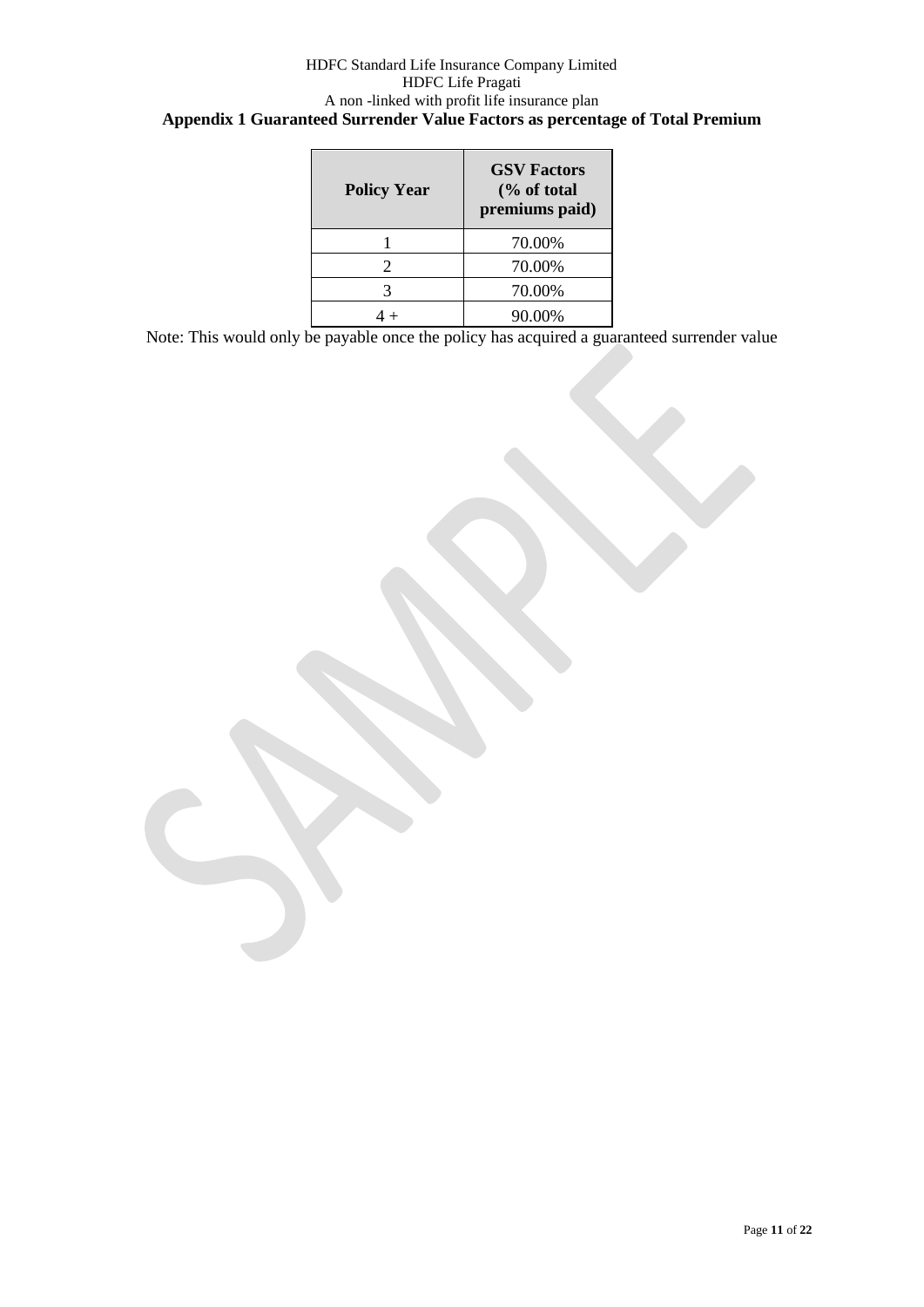## Appendix 1 Guaranteed Surrender Value Factors as percentage of Total Premium

| Policy Year | GSV Factors (% of total premiums paid) |
|---|---|
| 1 | 70.00% |
| 2 | 70.00% |
| 3 | 70.00% |
| 4 + | 90.00% |

Note: This would only be payable once the policy has acquired a guaranteed surrender value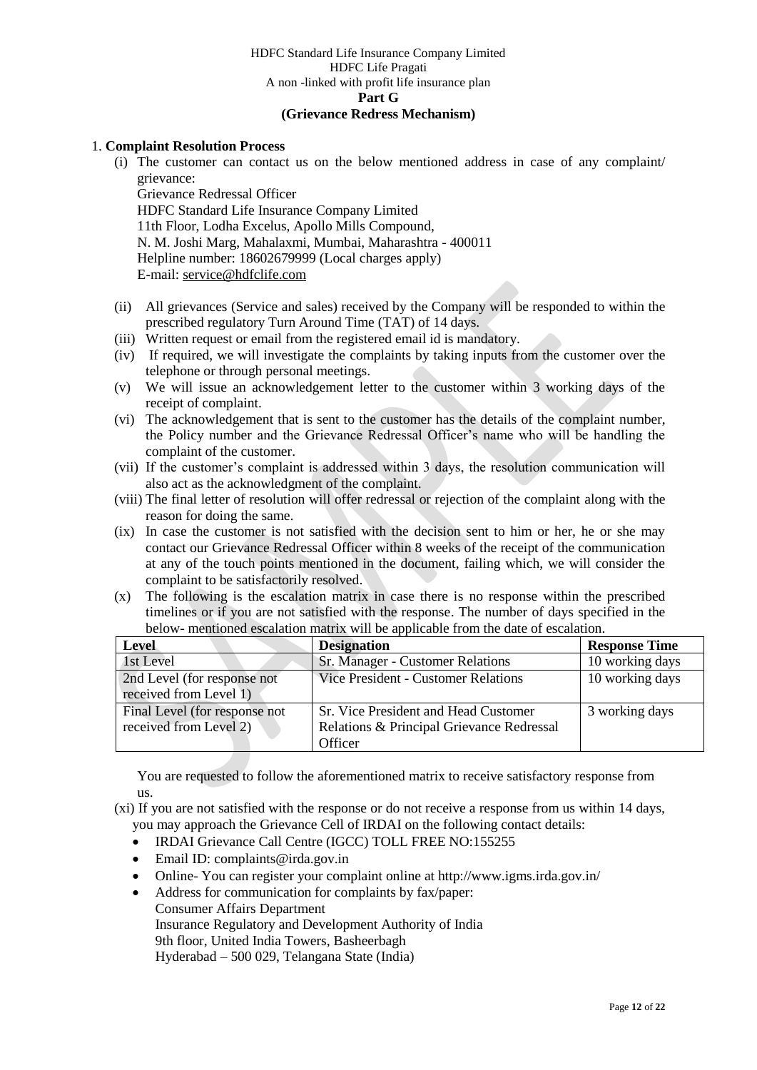HDFC Standard Life Insurance Company Limited
HDFC Life Pragati
A non -linked with profit life insurance plan

**Part G**
**(Grievance Redress Mechanism)**

1. **Complaint Resolution Process**

(i) The customer can contact us on the below mentioned address in case of any complaint/ grievance:
Grievance Redressal Officer
HDFC Standard Life Insurance Company Limited
11th Floor, Lodha Excelus, Apollo Mills Compound,
N. M. Joshi Marg, Mahalaxmi, Mumbai, Maharashtra - 400011
Helpline number: 18602679999 (Local charges apply)
E-mail: service@hdfclife.com

(ii) All grievances (Service and sales) received by the Company will be responded to within the prescribed regulatory Turn Around Time (TAT) of 14 days.

(iii) Written request or email from the registered email id is mandatory.

(iv) If required, we will investigate the complaints by taking inputs from the customer over the telephone or through personal meetings.

(v) We will issue an acknowledgement letter to the customer within 3 working days of the receipt of complaint.

(vi) The acknowledgement that is sent to the customer has the details of the complaint number, the Policy number and the Grievance Redressal Officer's name who will be handling the complaint of the customer.

(vii) If the customer's complaint is addressed within 3 days, the resolution communication will also act as the acknowledgment of the complaint.

(viii) The final letter of resolution will offer redressal or rejection of the complaint along with the reason for doing the same.

(ix) In case the customer is not satisfied with the decision sent to him or her, he or she may contact our Grievance Redressal Officer within 8 weeks of the receipt of the communication at any of the touch points mentioned in the document, failing which, we will consider the complaint to be satisfactorily resolved.

(x) The following is the escalation matrix in case there is no response within the prescribed timelines or if you are not satisfied with the response. The number of days specified in the below- mentioned escalation matrix will be applicable from the date of escalation.

| Level | Designation | Response Time |
|---|---|---|
| 1st Level | Sr. Manager - Customer Relations | 10 working days |
| 2nd Level (for response not received from Level 1) | Vice President - Customer Relations | 10 working days |
| Final Level (for response not received from Level 2) | Sr. Vice President and Head Customer Relations & Principal Grievance Redressal Officer | 3 working days |

You are requested to follow the aforementioned matrix to receive satisfactory response from us.

(xi) If you are not satisfied with the response or do not receive a response from us within 14 days, you may approach the Grievance Cell of IRDAI on the following contact details:

- IRDAI Grievance Call Centre (IGCC) TOLL FREE NO:155255
- Email ID: complaints@irda.gov.in
- Online- You can register your complaint online at http://www.igms.irda.gov.in/
- Address for communication for complaints by fax/paper:
  Consumer Affairs Department
  Insurance Regulatory and Development Authority of India
  9th floor, United India Towers, Basheerbagh
  Hyderabad – 500 029, Telangana State (India)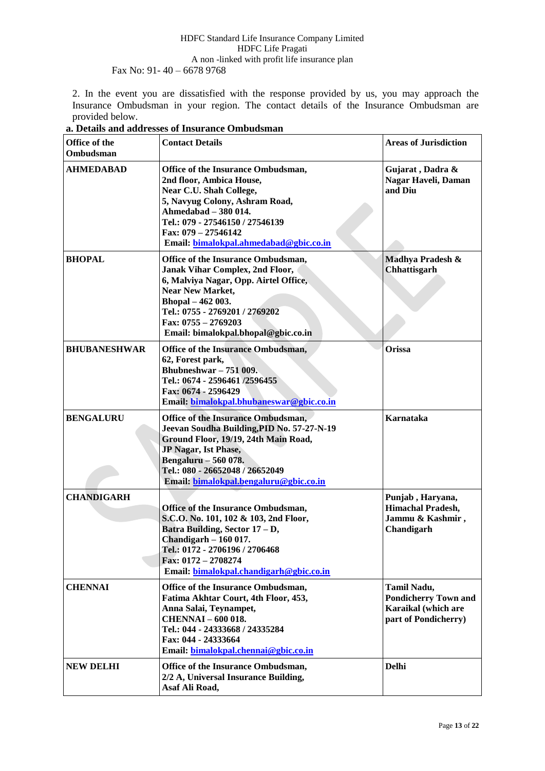Fax No: 91- 40 – 6678 9768

2. In the event you are dissatisfied with the response provided by us, you may approach the Insurance Ombudsman in your region. The contact details of the Insurance Ombudsman are provided below.

**a. Details and addresses of Insurance Ombudsman**

| Office of the Ombudsman | Contact Details | Areas of Jurisdiction |
|---|---|---|
| **AHMEDABAD** | **Office of the Insurance Ombudsman,<br>2nd floor, Ambica House,<br>Near C.U. Shah College,<br>5, Navyug Colony, Ashram Road,<br>Ahmedabad – 380 014.<br>Tel.: 079 - 27546150 / 27546139<br>Fax: 079 – 27546142<br>Email: bimalokpal.ahmedabad@gbic.co.in** | **Gujarat , Dadra & Nagar Haveli, Daman and Diu** |
| **BHOPAL** | **Office of the Insurance Ombudsman,<br>Janak Vihar Complex, 2nd Floor,<br>6, Malviya Nagar, Opp. Airtel Office,<br>Near New Market,<br>Bhopal – 462 003.<br>Tel.: 0755 - 2769201 / 2769202<br>Fax: 0755 – 2769203<br>Email: bimalokpal.bhopal@gbic.co.in** | **Madhya Pradesh & Chhattisgarh** |
| **BHUBANESHWAR** | **Office of the Insurance Ombudsman,<br>62, Forest park,<br>Bhubneshwar – 751 009.<br>Tel.: 0674 - 2596461 /2596455<br>Fax: 0674 - 2596429<br>Email: bimalokpal.bhubaneswar@gbic.co.in** | **Orissa** |
| **BENGALURU** | **Office of the Insurance Ombudsman,<br>Jeevan Soudha Building,PID No. 57-27-N-19<br>Ground Floor, 19/19, 24th Main Road,<br>JP Nagar, Ist Phase,<br>Bengaluru – 560 078.<br>Tel.: 080 - 26652048 / 26652049<br>Email: bimalokpal.bengaluru@gbic.co.in** | **Karnataka** |
| **CHANDIGARH** | **Office of the Insurance Ombudsman,<br>S.C.O. No. 101, 102 & 103, 2nd Floor,<br>Batra Building, Sector 17 – D,<br>Chandigarh – 160 017.<br>Tel.: 0172 - 2706196 / 2706468<br>Fax: 0172 – 2708274<br>Email: bimalokpal.chandigarh@gbic.co.in** | **Punjab , Haryana, Himachal Pradesh, Jammu & Kashmir , Chandigarh** |
| **CHENNAI** | **Office of the Insurance Ombudsman,<br>Fatima Akhtar Court, 4th Floor, 453,<br>Anna Salai, Teynampet,<br>CHENNAI – 600 018.<br>Tel.: 044 - 24333668 / 24335284<br>Fax: 044 - 24333664<br>Email: bimalokpal.chennai@gbic.co.in** | **Tamil Nadu, Pondicherry Town and Karaikal (which are part of Pondicherry)** |
| **NEW DELHI** | **Office of the Insurance Ombudsman,<br>2/2 A, Universal Insurance Building,<br>Asaf Ali Road,** | **Delhi** |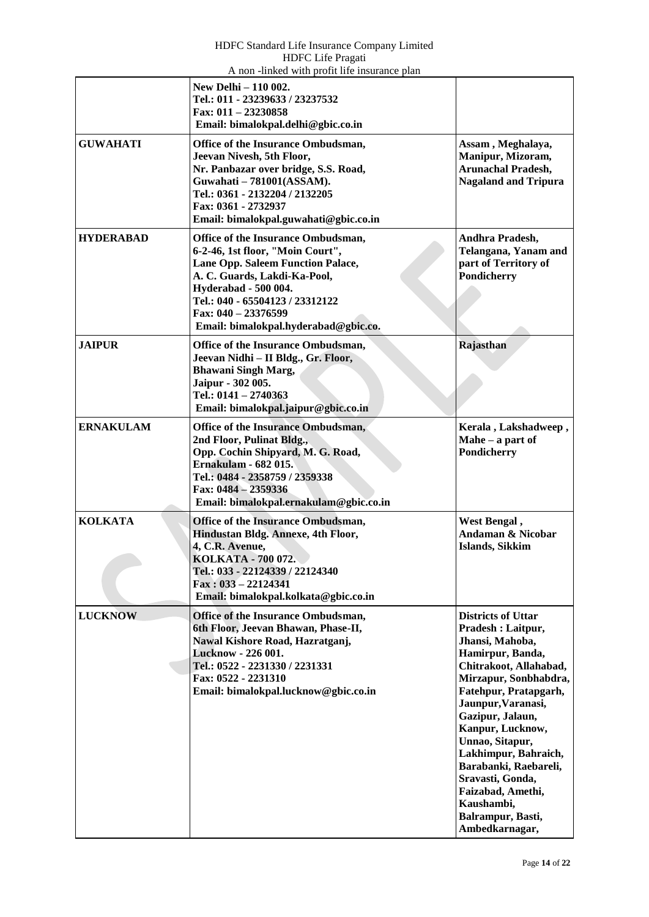| | | |
|---|---|---|
| | **New Delhi – 110 002.**<br>**Tel.: 011 - 23239633 / 23237532**<br>**Fax: 011 – 23230858**<br>**Email: bimalokpal.delhi@gbic.co.in** | |
| **GUWAHATI** | **Office of the Insurance Ombudsman,**<br>**Jeevan Nivesh, 5th Floor,**<br>**Nr. Panbazar over bridge, S.S. Road,**<br>**Guwahati – 781001(ASSAM).**<br>**Tel.: 0361 - 2132204 / 2132205**<br>**Fax: 0361 - 2732937**<br>**Email: bimalokpal.guwahati@gbic.co.in** | **Assam , Meghalaya, Manipur, Mizoram, Arunachal Pradesh, Nagaland and Tripura** |
| **HYDERABAD** | **Office of the Insurance Ombudsman,**<br>**6-2-46, 1st floor, "Moin Court",**<br>**Lane Opp. Saleem Function Palace,**<br>**A. C. Guards, Lakdi-Ka-Pool,**<br>**Hyderabad - 500 004.**<br>**Tel.: 040 - 65504123 / 23312122**<br>**Fax: 040 – 23376599**<br>**Email: bimalokpal.hyderabad@gbic.co.** | **Andhra Pradesh, Telangana, Yanam and part of Territory of Pondicherry** |
| **JAIPUR** | **Office of the Insurance Ombudsman,**<br>**Jeevan Nidhi – II Bldg., Gr. Floor,**<br>**Bhawani Singh Marg,**<br>**Jaipur - 302 005.**<br>**Tel.: 0141 – 2740363**<br>**Email: bimalokpal.jaipur@gbic.co.in** | **Rajasthan** |
| **ERNAKULAM** | **Office of the Insurance Ombudsman,**<br>**2nd Floor, Pulinat Bldg.,**<br>**Opp. Cochin Shipyard, M. G. Road,**<br>**Ernakulam - 682 015.**<br>**Tel.: 0484 - 2358759 / 2359338**<br>**Fax: 0484 – 2359336**<br>**Email: bimalokpal.ernakulam@gbic.co.in** | **Kerala , Lakshadweep , Mahe – a part of Pondicherry** |
| **KOLKATA** | **Office of the Insurance Ombudsman,**<br>**Hindustan Bldg. Annexe, 4th Floor,**<br>**4, C.R. Avenue,**<br>**KOLKATA - 700 072.**<br>**Tel.: 033 - 22124339 / 22124340**<br>**Fax : 033 – 22124341**<br>**Email: bimalokpal.kolkata@gbic.co.in** | **West Bengal , Andaman & Nicobar Islands, Sikkim** |
| **LUCKNOW** | **Office of the Insurance Ombudsman,**<br>**6th Floor, Jeevan Bhawan, Phase-II,**<br>**Nawal Kishore Road, Hazratganj,**<br>**Lucknow - 226 001.**<br>**Tel.: 0522 - 2231330 / 2231331**<br>**Fax: 0522 - 2231310**<br>**Email: bimalokpal.lucknow@gbic.co.in** | **Districts of Uttar Pradesh : Laitpur, Jhansi, Mahoba, Hamirpur, Banda, Chitrakoot, Allahabad, Mirzapur, Sonbhabdra, Fatehpur, Pratapgarh, Jaunpur,Varanasi, Gazipur, Jalaun, Kanpur, Lucknow, Unnao, Sitapur, Lakhimpur, Bahraich, Barabanki, Raebareli, Sravasti, Gonda, Faizabad, Amethi, Kaushambi, Balrampur, Basti, Ambedkarnagar,** |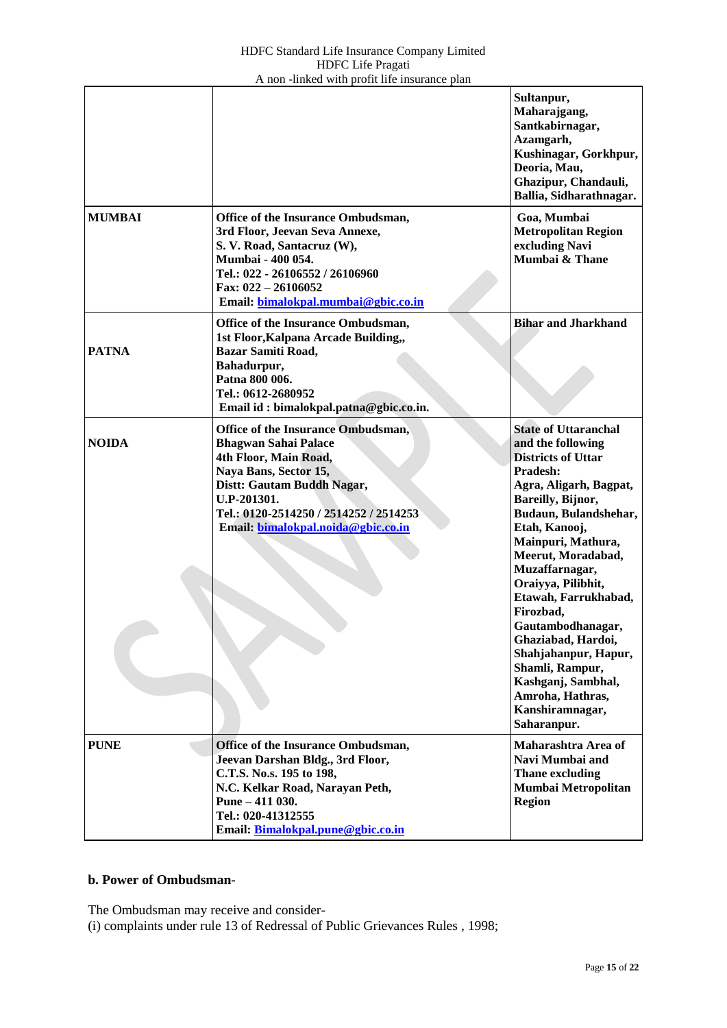|  |  | Sultanpur, Maharajgang, Santkabirnagar, Azamgarh, Kushinagar, Gorkhpur, Deoria, Mau, Ghazipur, Chandauli, Ballia, Sidharathnagar. |
|---|---|---|
| **MUMBAI** | **Office of the Insurance Ombudsman, 3rd Floor, Jeevan Seva Annexe, S. V. Road, Santacruz (W), Mumbai - 400 054. Tel.: 022 - 26106552 / 26106960 Fax: 022 – 26106052 Email: bimalokpal.mumbai@gbic.co.in** | **Goa, Mumbai Metropolitan Region excluding Navi Mumbai & Thane** |
| **PATNA** | **Office of the Insurance Ombudsman, 1st Floor,Kalpana Arcade Building,, Bazar Samiti Road, Bahadurpur, Patna 800 006. Tel.: 0612-2680952 Email id : bimalokpal.patna@gbic.co.in.** | **Bihar and Jharkhand** |
| **NOIDA** | **Office of the Insurance Ombudsman, Bhagwan Sahai Palace 4th Floor, Main Road, Naya Bans, Sector 15, Distt: Gautam Buddh Nagar, U.P-201301. Tel.: 0120-2514250 / 2514252 / 2514253 Email: bimalokpal.noida@gbic.co.in** | **State of Uttaranchal and the following Districts of Uttar Pradesh: Agra, Aligarh, Bagpat, Bareilly, Bijnor, Budaun, Bulandshehar, Etah, Kanooj, Mainpuri, Mathura, Meerut, Moradabad, Muzaffarnagar, Oraiyya, Pilibhit, Etawah, Farrukhabad, Firozbad, Gautambodhanagar, Ghaziabad, Hardoi, Shahjahanpur, Hapur, Shamli, Rampur, Kashganj, Sambhal, Amroha, Hathras, Kanshiramnagar, Saharanpur.** |
| **PUNE** | **Office of the Insurance Ombudsman, Jeevan Darshan Bldg., 3rd Floor, C.T.S. No.s. 195 to 198, N.C. Kelkar Road, Narayan Peth, Pune – 411 030. Tel.: 020-41312555 Email: Bimalokpal.pune@gbic.co.in** | **Maharashtra Area of Navi Mumbai and Thane excluding Mumbai Metropolitan Region** |

**b. Power of Ombudsman-**

The Ombudsman may receive and consider-
(i) complaints under rule 13 of Redressal of Public Grievances Rules , 1998;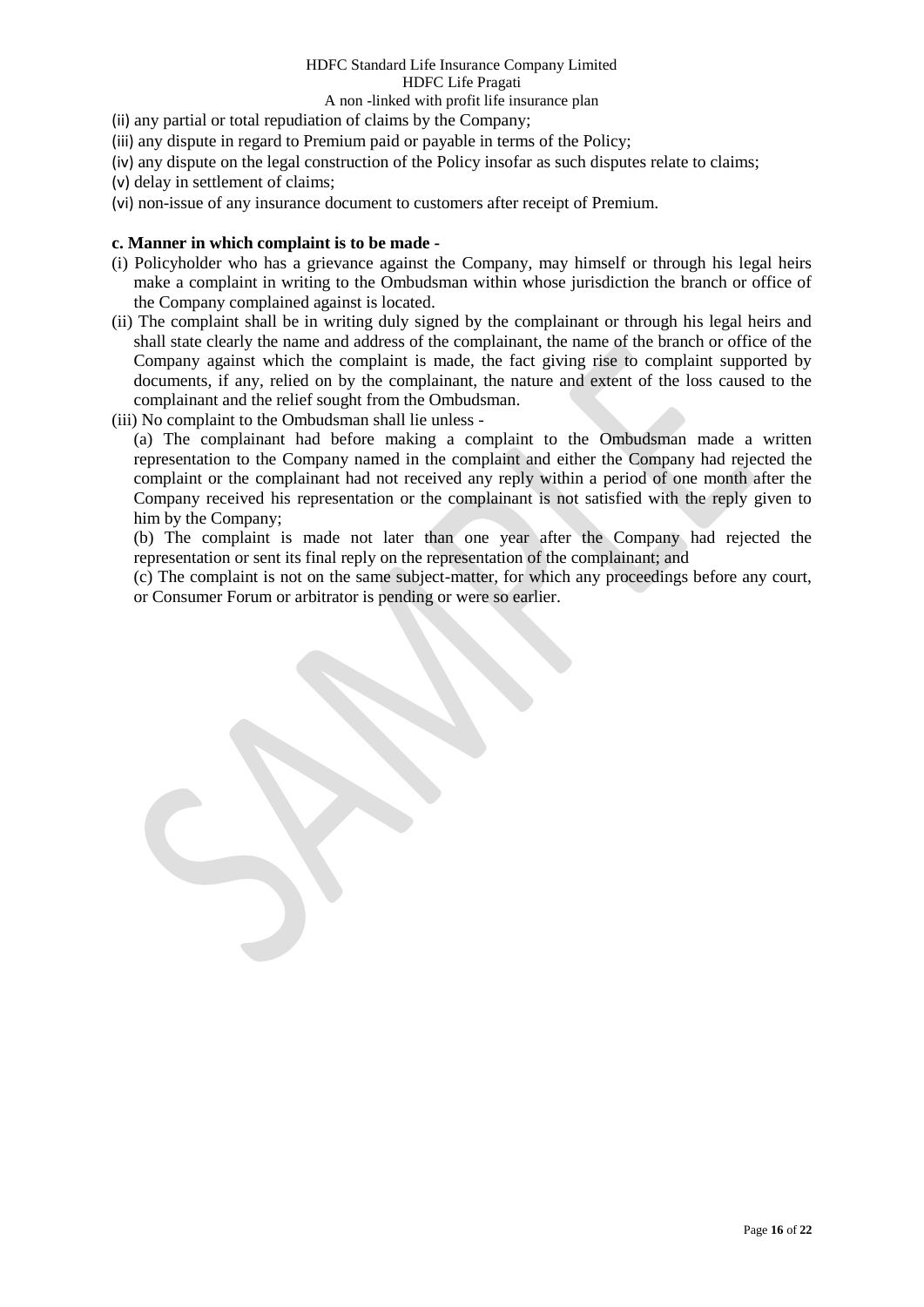(ii) any partial or total repudiation of claims by the Company;

(iii) any dispute in regard to Premium paid or payable in terms of the Policy;

(iv) any dispute on the legal construction of the Policy insofar as such disputes relate to claims;

(v) delay in settlement of claims;

(vi) non-issue of any insurance document to customers after receipt of Premium.

**c. Manner in which complaint is to be made -**

(i) Policyholder who has a grievance against the Company, may himself or through his legal heirs make a complaint in writing to the Ombudsman within whose jurisdiction the branch or office of the Company complained against is located.

(ii) The complaint shall be in writing duly signed by the complainant or through his legal heirs and shall state clearly the name and address of the complainant, the name of the branch or office of the Company against which the complaint is made, the fact giving rise to complaint supported by documents, if any, relied on by the complainant, the nature and extent of the loss caused to the complainant and the relief sought from the Ombudsman.

(iii) No complaint to the Ombudsman shall lie unless -

(a) The complainant had before making a complaint to the Ombudsman made a written representation to the Company named in the complaint and either the Company had rejected the complaint or the complainant had not received any reply within a period of one month after the Company received his representation or the complainant is not satisfied with the reply given to him by the Company;

(b) The complaint is made not later than one year after the Company had rejected the representation or sent its final reply on the representation of the complainant; and

(c) The complaint is not on the same subject-matter, for which any proceedings before any court, or Consumer Forum or arbitrator is pending or were so earlier.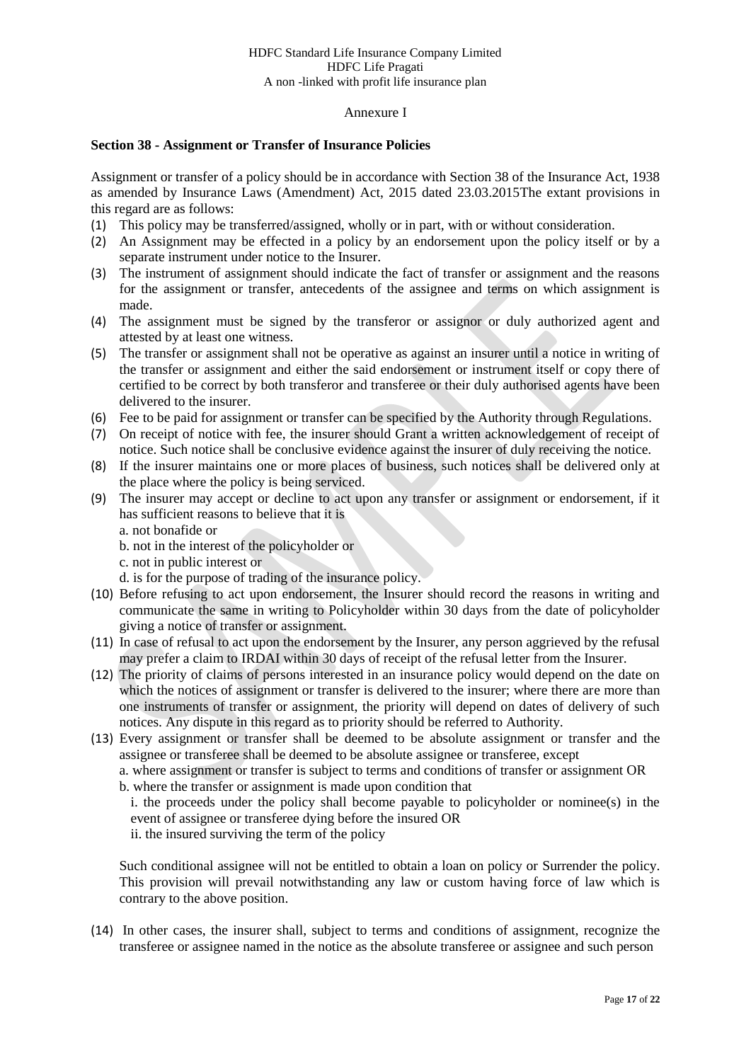Annexure I

**Section 38 - Assignment or Transfer of Insurance Policies**

Assignment or transfer of a policy should be in accordance with Section 38 of the Insurance Act, 1938 as amended by Insurance Laws (Amendment) Act, 2015 dated 23.03.2015The extant provisions in this regard are as follows:

(1) This policy may be transferred/assigned, wholly or in part, with or without consideration.
(2) An Assignment may be effected in a policy by an endorsement upon the policy itself or by a separate instrument under notice to the Insurer.
(3) The instrument of assignment should indicate the fact of transfer or assignment and the reasons for the assignment or transfer, antecedents of the assignee and terms on which assignment is made.
(4) The assignment must be signed by the transferor or assignor or duly authorized agent and attested by at least one witness.
(5) The transfer or assignment shall not be operative as against an insurer until a notice in writing of the transfer or assignment and either the said endorsement or instrument itself or copy there of certified to be correct by both transferor and transferee or their duly authorised agents have been delivered to the insurer.
(6) Fee to be paid for assignment or transfer can be specified by the Authority through Regulations.
(7) On receipt of notice with fee, the insurer should Grant a written acknowledgement of receipt of notice. Such notice shall be conclusive evidence against the insurer of duly receiving the notice.
(8) If the insurer maintains one or more places of business, such notices shall be delivered only at the place where the policy is being serviced.
(9) The insurer may accept or decline to act upon any transfer or assignment or endorsement, if it has sufficient reasons to believe that it is
    a. not bonafide or
    b. not in the interest of the policyholder or
    c. not in public interest or
    d. is for the purpose of trading of the insurance policy.
(10) Before refusing to act upon endorsement, the Insurer should record the reasons in writing and communicate the same in writing to Policyholder within 30 days from the date of policyholder giving a notice of transfer or assignment.
(11) In case of refusal to act upon the endorsement by the Insurer, any person aggrieved by the refusal may prefer a claim to IRDAI within 30 days of receipt of the refusal letter from the Insurer.
(12) The priority of claims of persons interested in an insurance policy would depend on the date on which the notices of assignment or transfer is delivered to the insurer; where there are more than one instruments of transfer or assignment, the priority will depend on dates of delivery of such notices. Any dispute in this regard as to priority should be referred to Authority.
(13) Every assignment or transfer shall be deemed to be absolute assignment or transfer and the assignee or transferee shall be deemed to be absolute assignee or transferee, except
    a. where assignment or transfer is subject to terms and conditions of transfer or assignment OR
    b. where the transfer or assignment is made upon condition that
        i. the proceeds under the policy shall become payable to policyholder or nominee(s) in the event of assignee or transferee dying before the insured OR
        ii. the insured surviving the term of the policy

    Such conditional assignee will not be entitled to obtain a loan on policy or Surrender the policy. This provision will prevail notwithstanding any law or custom having force of law which is contrary to the above position.

(14) In other cases, the insurer shall, subject to terms and conditions of assignment, recognize the transferee or assignee named in the notice as the absolute transferee or assignee and such person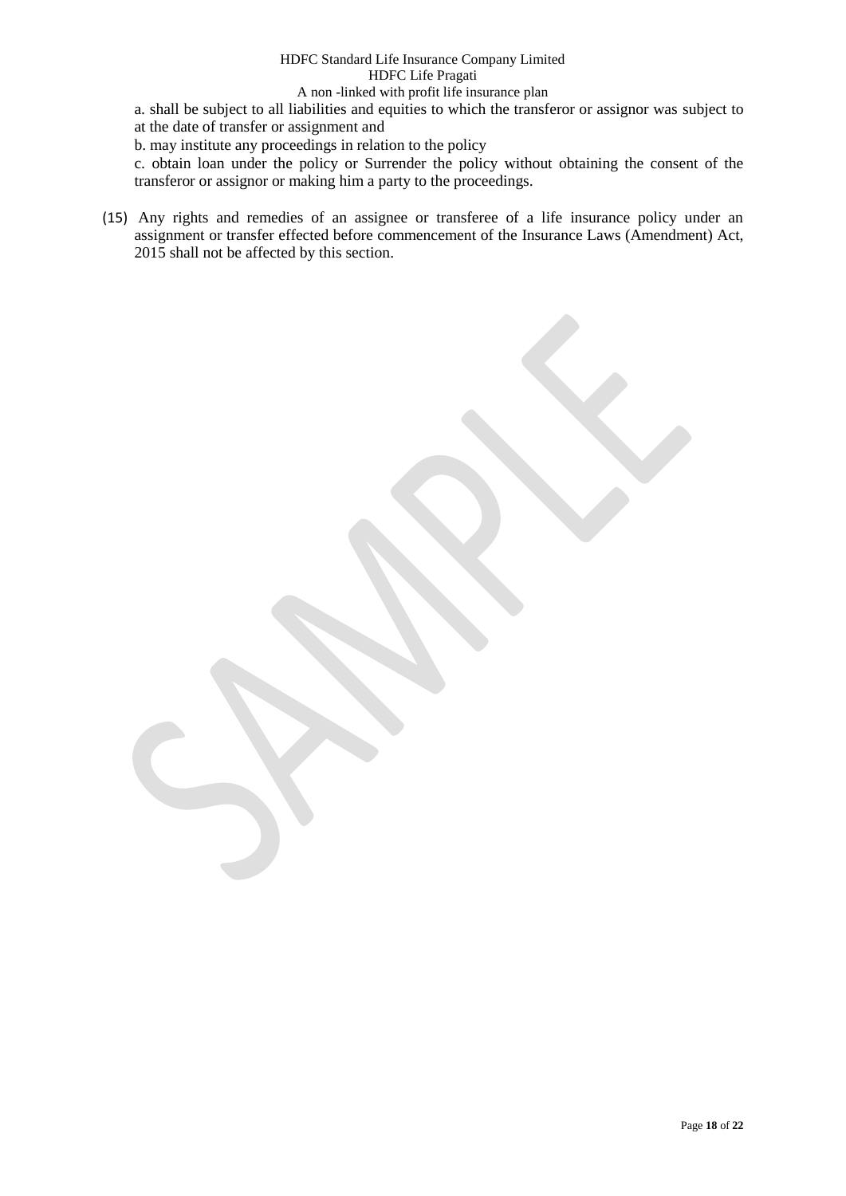a. shall be subject to all liabilities and equities to which the transferor or assignor was subject to at the date of transfer or assignment and

b. may institute any proceedings in relation to the policy

c. obtain loan under the policy or Surrender the policy without obtaining the consent of the transferor or assignor or making him a party to the proceedings.

(15) Any rights and remedies of an assignee or transferee of a life insurance policy under an assignment or transfer effected before commencement of the Insurance Laws (Amendment) Act, 2015 shall not be affected by this section.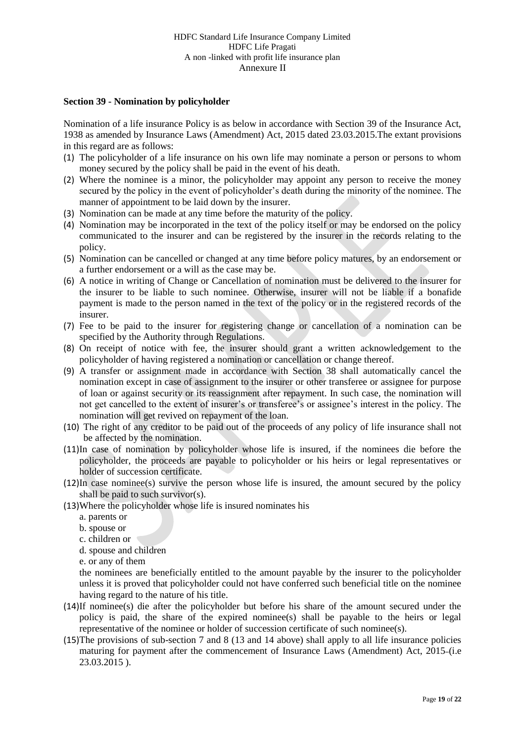HDFC Standard Life Insurance Company Limited
HDFC Life Pragati
A non -linked with profit life insurance plan
Annexure II

**Section 39 - Nomination by policyholder**

Nomination of a life insurance Policy is as below in accordance with Section 39 of the Insurance Act, 1938 as amended by Insurance Laws (Amendment) Act, 2015 dated 23.03.2015.The extant provisions in this regard are as follows:

(1) The policyholder of a life insurance on his own life may nominate a person or persons to whom money secured by the policy shall be paid in the event of his death.
(2) Where the nominee is a minor, the policyholder may appoint any person to receive the money secured by the policy in the event of policyholder's death during the minority of the nominee. The manner of appointment to be laid down by the insurer.
(3) Nomination can be made at any time before the maturity of the policy.
(4) Nomination may be incorporated in the text of the policy itself or may be endorsed on the policy communicated to the insurer and can be registered by the insurer in the records relating to the policy.
(5) Nomination can be cancelled or changed at any time before policy matures, by an endorsement or a further endorsement or a will as the case may be.
(6) A notice in writing of Change or Cancellation of nomination must be delivered to the insurer for the insurer to be liable to such nominee. Otherwise, insurer will not be liable if a bonafide payment is made to the person named in the text of the policy or in the registered records of the insurer.
(7) Fee to be paid to the insurer for registering change or cancellation of a nomination can be specified by the Authority through Regulations.
(8) On receipt of notice with fee, the insurer should grant a written acknowledgement to the policyholder of having registered a nomination or cancellation or change thereof.
(9) A transfer or assignment made in accordance with Section 38 shall automatically cancel the nomination except in case of assignment to the insurer or other transferee or assignee for purpose of loan or against security or its reassignment after repayment. In such case, the nomination will not get cancelled to the extent of insurer's or transferee's or assignee's interest in the policy. The nomination will get revived on repayment of the loan.
(10) The right of any creditor to be paid out of the proceeds of any policy of life insurance shall not be affected by the nomination.
(11) In case of nomination by policyholder whose life is insured, if the nominees die before the policyholder, the proceeds are payable to policyholder or his heirs or legal representatives or holder of succession certificate.
(12) In case nominee(s) survive the person whose life is insured, the amount secured by the policy shall be paid to such survivor(s).
(13) Where the policyholder whose life is insured nominates his
    a. parents or
    b. spouse or
    c. children or
    d. spouse and children
    e. or any of them

    the nominees are beneficially entitled to the amount payable by the insurer to the policyholder unless it is proved that policyholder could not have conferred such beneficial title on the nominee having regard to the nature of his title.
(14) If nominee(s) die after the policyholder but before his share of the amount secured under the policy is paid, the share of the expired nominee(s) shall be payable to the heirs or legal representative of the nominee or holder of succession certificate of such nominee(s).
(15) The provisions of sub-section 7 and 8 (13 and 14 above) shall apply to all life insurance policies maturing for payment after the commencement of Insurance Laws (Amendment) Act, 2015 (i.e 23.03.2015 ).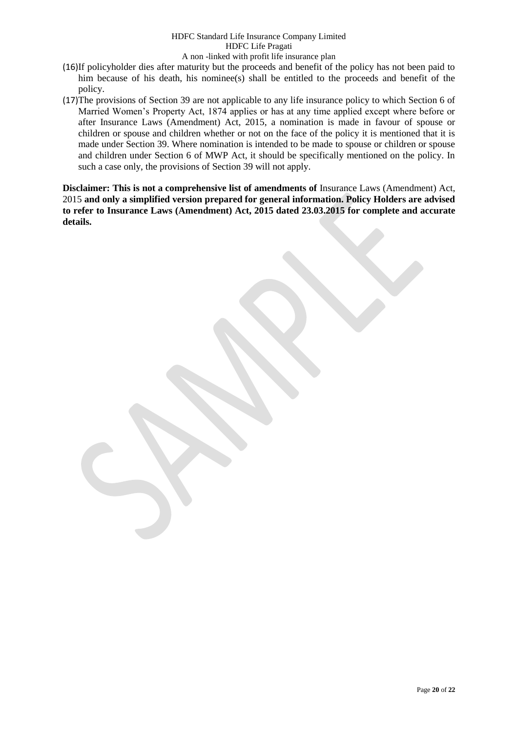(16) If policyholder dies after maturity but the proceeds and benefit of the policy has not been paid to him because of his death, his nominee(s) shall be entitled to the proceeds and benefit of the policy.

(17) The provisions of Section 39 are not applicable to any life insurance policy to which Section 6 of Married Women's Property Act, 1874 applies or has at any time applied except where before or after Insurance Laws (Amendment) Act, 2015, a nomination is made in favour of spouse or children or spouse and children whether or not on the face of the policy it is mentioned that it is made under Section 39. Where nomination is intended to be made to spouse or children or spouse and children under Section 6 of MWP Act, it should be specifically mentioned on the policy. In such a case only, the provisions of Section 39 will not apply.

**Disclaimer: This is not a comprehensive list of amendments of** Insurance Laws (Amendment) Act, 2015 **and only a simplified version prepared for general information. Policy Holders are advised to refer to Insurance Laws (Amendment) Act, 2015 dated 23.03.2015 for complete and accurate details.**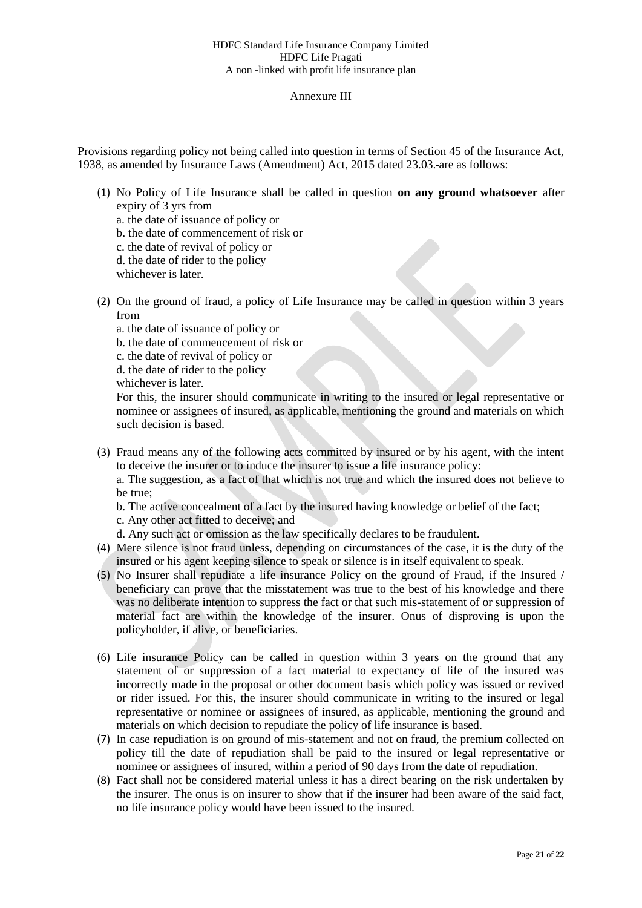# Annexure III

Provisions regarding policy not being called into question in terms of Section 45 of the Insurance Act, 1938, as amended by Insurance Laws (Amendment) Act, 2015 dated 23.03. are as follows:

(1) No Policy of Life Insurance shall be called in question **on any ground whatsoever** after expiry of 3 yrs from
  a. the date of issuance of policy or
  b. the date of commencement of risk or
  c. the date of revival of policy or
  d. the date of rider to the policy
  whichever is later.

(2) On the ground of fraud, a policy of Life Insurance may be called in question within 3 years from
  a. the date of issuance of policy or
  b. the date of commencement of risk or
  c. the date of revival of policy or
  d. the date of rider to the policy
  whichever is later.
  For this, the insurer should communicate in writing to the insured or legal representative or nominee or assignees of insured, as applicable, mentioning the ground and materials on which such decision is based.

(3) Fraud means any of the following acts committed by insured or by his agent, with the intent to deceive the insurer or to induce the insurer to issue a life insurance policy:
  a. The suggestion, as a fact of that which is not true and which the insured does not believe to be true;
  b. The active concealment of a fact by the insured having knowledge or belief of the fact;
  c. Any other act fitted to deceive; and
  d. Any such act or omission as the law specifically declares to be fraudulent.

(4) Mere silence is not fraud unless, depending on circumstances of the case, it is the duty of the insured or his agent keeping silence to speak or silence is in itself equivalent to speak.

(5) No Insurer shall repudiate a life insurance Policy on the ground of Fraud, if the Insured / beneficiary can prove that the misstatement was true to the best of his knowledge and there was no deliberate intention to suppress the fact or that such mis-statement of or suppression of material fact are within the knowledge of the insurer. Onus of disproving is upon the policyholder, if alive, or beneficiaries.

(6) Life insurance Policy can be called in question within 3 years on the ground that any statement of or suppression of a fact material to expectancy of life of the insured was incorrectly made in the proposal or other document basis which policy was issued or revived or rider issued. For this, the insurer should communicate in writing to the insured or legal representative or nominee or assignees of insured, as applicable, mentioning the ground and materials on which decision to repudiate the policy of life insurance is based.

(7) In case repudiation is on ground of mis-statement and not on fraud, the premium collected on policy till the date of repudiation shall be paid to the insured or legal representative or nominee or assignees of insured, within a period of 90 days from the date of repudiation.

(8) Fact shall not be considered material unless it has a direct bearing on the risk undertaken by the insurer. The onus is on insurer to show that if the insurer had been aware of the said fact, no life insurance policy would have been issued to the insured.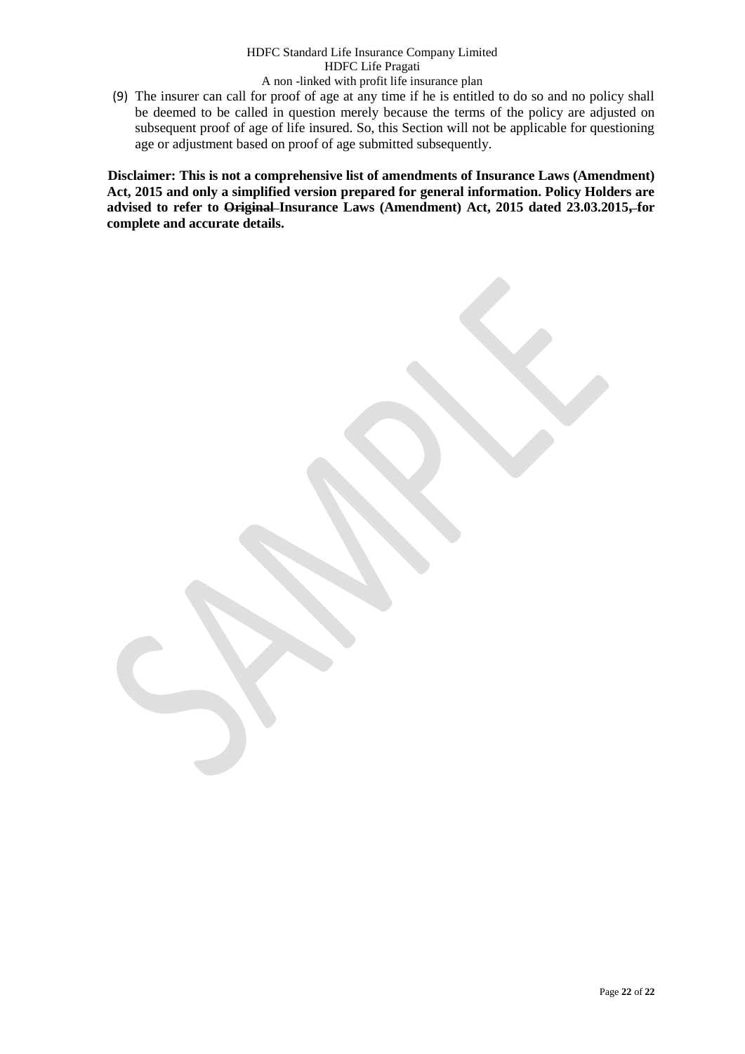(9) The insurer can call for proof of age at any time if he is entitled to do so and no policy shall be deemed to be called in question merely because the terms of the policy are adjusted on subsequent proof of age of life insured. So, this Section will not be applicable for questioning age or adjustment based on proof of age submitted subsequently.

**Disclaimer: This is not a comprehensive list of amendments of Insurance Laws (Amendment) Act, 2015 and only a simplified version prepared for general information. Policy Holders are advised to refer to ~~Original~~ Insurance Laws (Amendment) Act, 2015 dated 23.03.2015~~,~~ for complete and accurate details.**